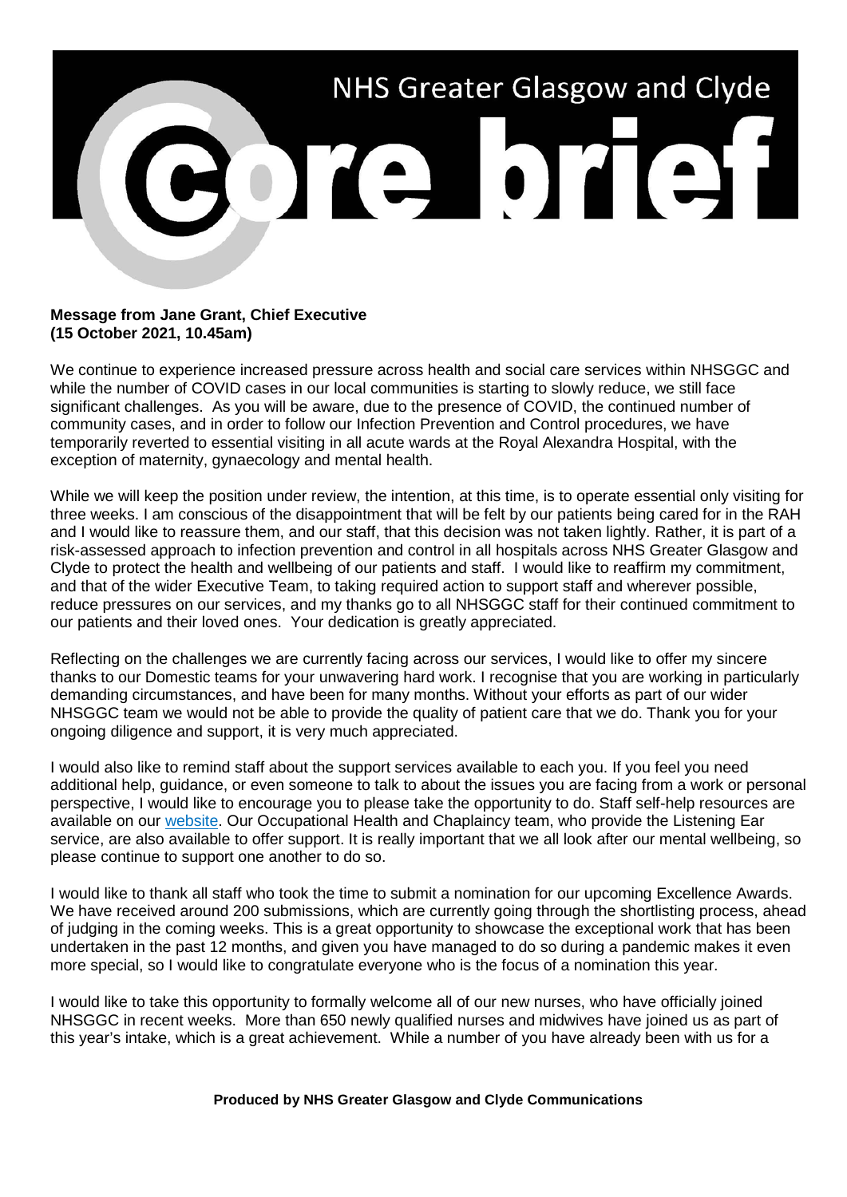# NHS Greater Glasgow and Clyde

# core brief

**Message from Jane Grant, Chief Executive**
**(15 October 2021, 10.45am)**

We continue to experience increased pressure across health and social care services within NHSGGC and while the number of COVID cases in our local communities is starting to slowly reduce, we still face significant challenges. As you will be aware, due to the presence of COVID, the continued number of community cases, and in order to follow our Infection Prevention and Control procedures, we have temporarily reverted to essential visiting in all acute wards at the Royal Alexandra Hospital, with the exception of maternity, gynaecology and mental health.

While we will keep the position under review, the intention, at this time, is to operate essential only visiting for three weeks. I am conscious of the disappointment that will be felt by our patients being cared for in the RAH and I would like to reassure them, and our staff, that this decision was not taken lightly. Rather, it is part of a risk-assessed approach to infection prevention and control in all hospitals across NHS Greater Glasgow and Clyde to protect the health and wellbeing of our patients and staff. I would like to reaffirm my commitment, and that of the wider Executive Team, to taking required action to support staff and wherever possible, reduce pressures on our services, and my thanks go to all NHSGGC staff for their continued commitment to our patients and their loved ones. Your dedication is greatly appreciated.

Reflecting on the challenges we are currently facing across our services, I would like to offer my sincere thanks to our Domestic teams for your unwavering hard work. I recognise that you are working in particularly demanding circumstances, and have been for many months. Without your efforts as part of our wider NHSGGC team we would not be able to provide the quality of patient care that we do. Thank you for your ongoing diligence and support, it is very much appreciated.

I would also like to remind staff about the support services available to each you. If you feel you need additional help, guidance, or even someone to talk to about the issues you are facing from a work or personal perspective, I would like to encourage you to please take the opportunity to do. Staff self-help resources are available on our website. Our Occupational Health and Chaplaincy team, who provide the Listening Ear service, are also available to offer support. It is really important that we all look after our mental wellbeing, so please continue to support one another to do so.

I would like to thank all staff who took the time to submit a nomination for our upcoming Excellence Awards. We have received around 200 submissions, which are currently going through the shortlisting process, ahead of judging in the coming weeks. This is a great opportunity to showcase the exceptional work that has been undertaken in the past 12 months, and given you have managed to do so during a pandemic makes it even more special, so I would like to congratulate everyone who is the focus of a nomination this year.

I would like to take this opportunity to formally welcome all of our new nurses, who have officially joined NHSGGC in recent weeks. More than 650 newly qualified nurses and midwives have joined us as part of this year's intake, which is a great achievement. While a number of you have already been with us for a

**Produced by NHS Greater Glasgow and Clyde Communications**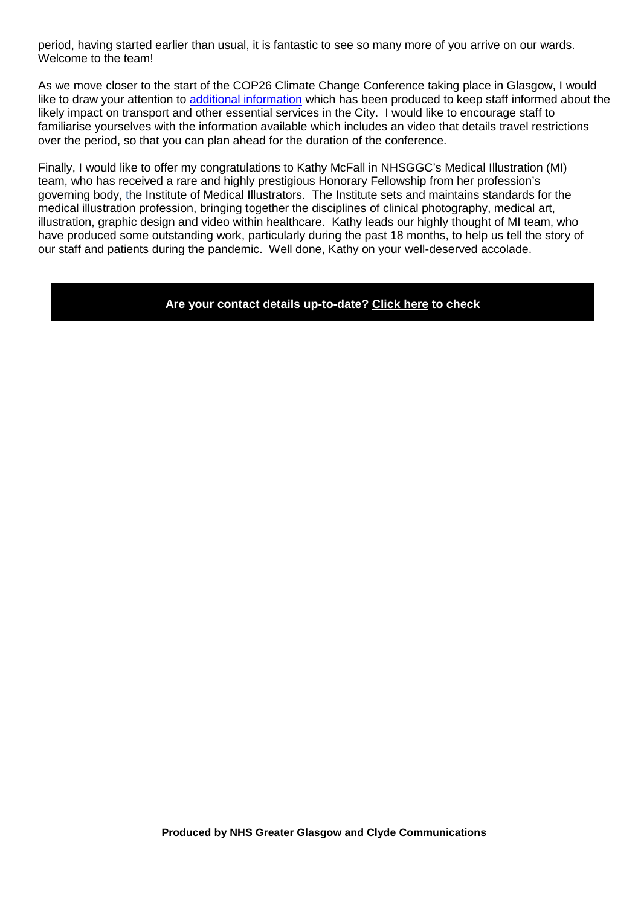period, having started earlier than usual, it is fantastic to see so many more of you arrive on our wards. Welcome to the team!

As we move closer to the start of the COP26 Climate Change Conference taking place in Glasgow, I would like to draw your attention to additional information which has been produced to keep staff informed about the likely impact on transport and other essential services in the City. I would like to encourage staff to familiarise yourselves with the information available which includes an video that details travel restrictions over the period, so that you can plan ahead for the duration of the conference.

Finally, I would like to offer my congratulations to Kathy McFall in NHSGGC's Medical Illustration (MI) team, who has received a rare and highly prestigious Honorary Fellowship from her profession's governing body, the Institute of Medical Illustrators. The Institute sets and maintains standards for the medical illustration profession, bringing together the disciplines of clinical photography, medical art, illustration, graphic design and video within healthcare. Kathy leads our highly thought of MI team, who have produced some outstanding work, particularly during the past 18 months, to help us tell the story of our staff and patients during the pandemic. Well done, Kathy on your well-deserved accolade.

**Are your contact details up-to-date? Click here to check**

**Produced by NHS Greater Glasgow and Clyde Communications**